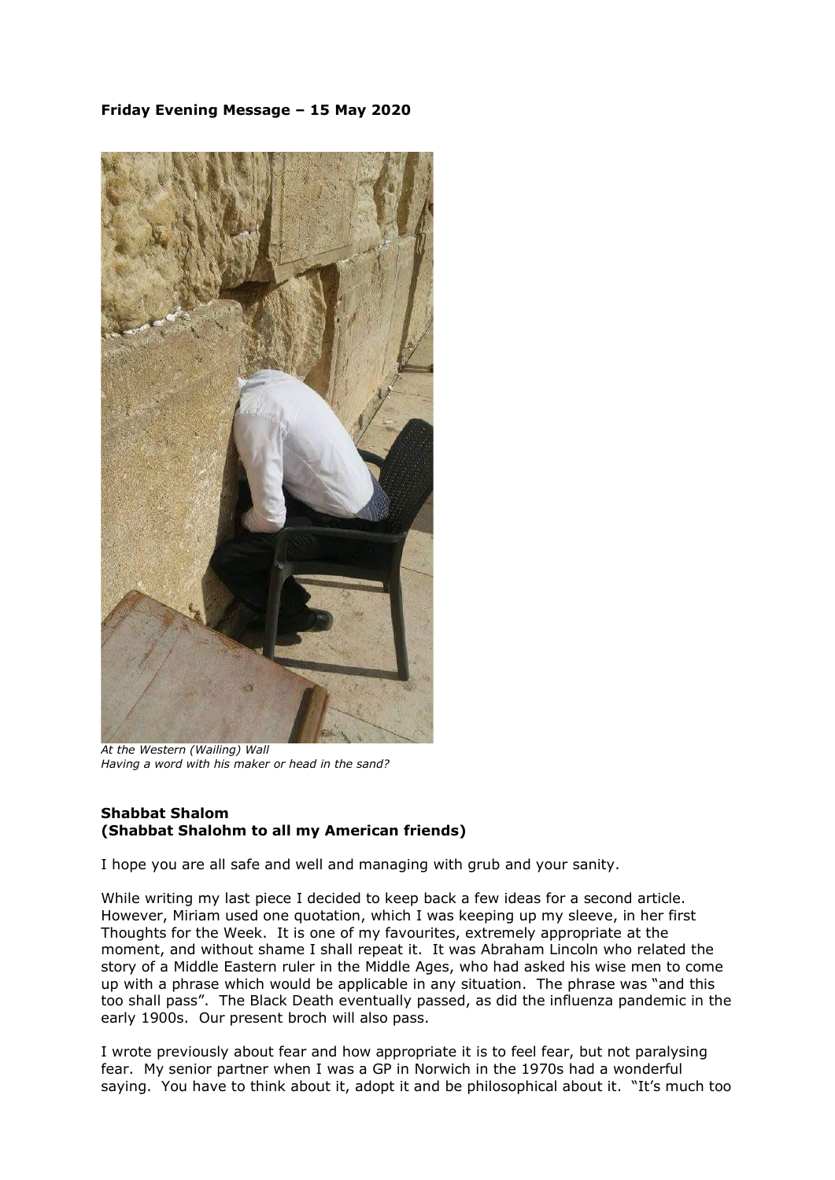**Friday Evening Message – 15 May 2020**

*At the Western (Wailing) Wall*
*Having a word with his maker or head in the sand?*

**Shabbat Shalom**
**(Shabbat Shalohm to all my American friends)**

I hope you are all safe and well and managing with grub and your sanity.

While writing my last piece I decided to keep back a few ideas for a second article. However, Miriam used one quotation, which I was keeping up my sleeve, in her first Thoughts for the Week. It is one of my favourites, extremely appropriate at the moment, and without shame I shall repeat it. It was Abraham Lincoln who related the story of a Middle Eastern ruler in the Middle Ages, who had asked his wise men to come up with a phrase which would be applicable in any situation. The phrase was "and this too shall pass". The Black Death eventually passed, as did the influenza pandemic in the early 1900s. Our present broch will also pass.

I wrote previously about fear and how appropriate it is to feel fear, but not paralysing fear. My senior partner when I was a GP in Norwich in the 1970s had a wonderful saying. You have to think about it, adopt it and be philosophical about it. "It's much too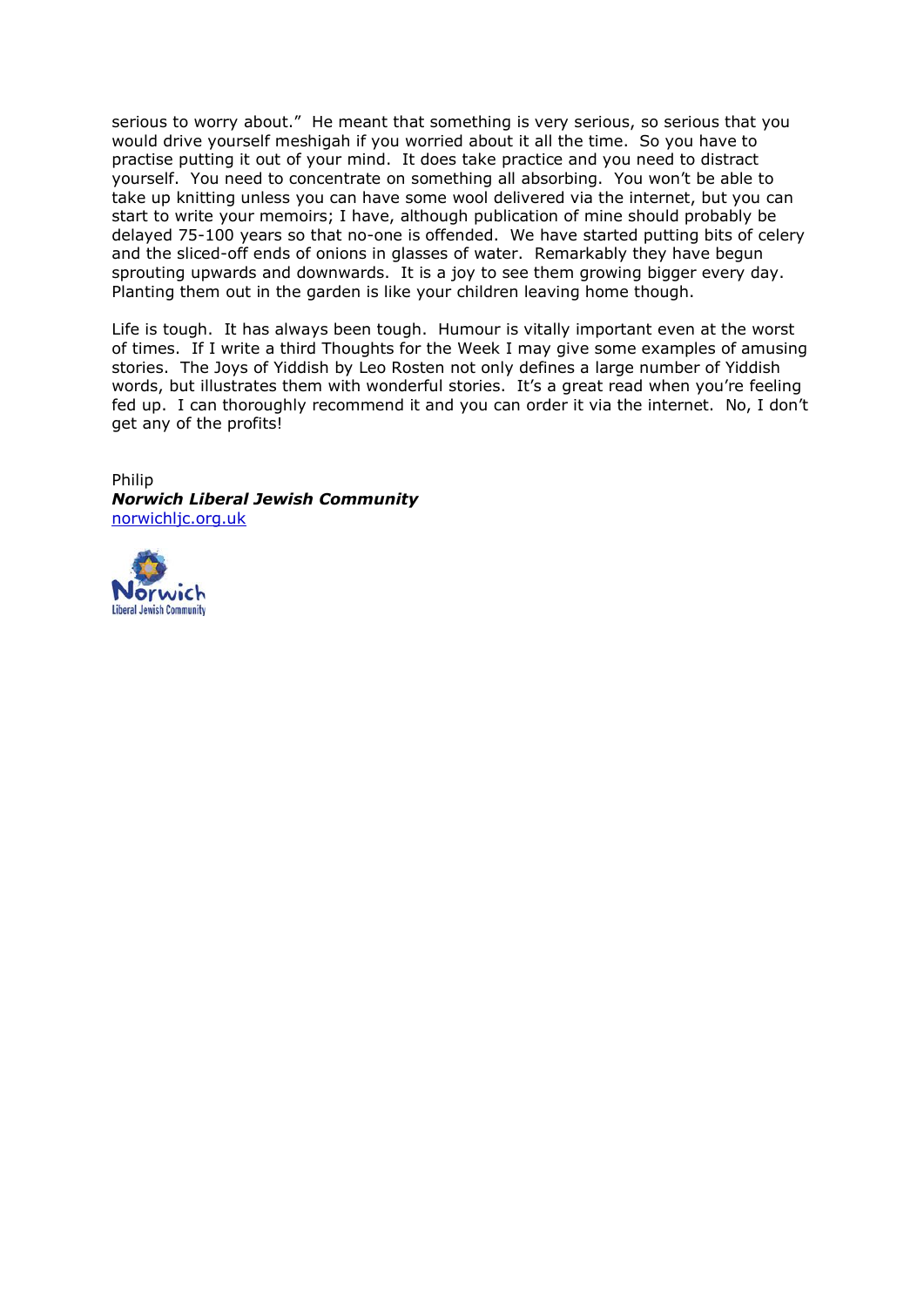serious to worry about." He meant that something is very serious, so serious that you would drive yourself meshigah if you worried about it all the time. So you have to practise putting it out of your mind. It does take practice and you need to distract yourself. You need to concentrate on something all absorbing. You won't be able to take up knitting unless you can have some wool delivered via the internet, but you can start to write your memoirs; I have, although publication of mine should probably be delayed 75-100 years so that no-one is offended. We have started putting bits of celery and the sliced-off ends of onions in glasses of water. Remarkably they have begun sprouting upwards and downwards. It is a joy to see them growing bigger every day. Planting them out in the garden is like your children leaving home though.

Life is tough. It has always been tough. Humour is vitally important even at the worst of times. If I write a third Thoughts for the Week I may give some examples of amusing stories. The Joys of Yiddish by Leo Rosten not only defines a large number of Yiddish words, but illustrates them with wonderful stories. It's a great read when you're feeling fed up. I can thoroughly recommend it and you can order it via the internet. No, I don't get any of the profits!

Philip
***Norwich Liberal Jewish Community***
[norwichljc.org.uk](norwichljc.org.uk)

Norwich
Liberal Jewish Community